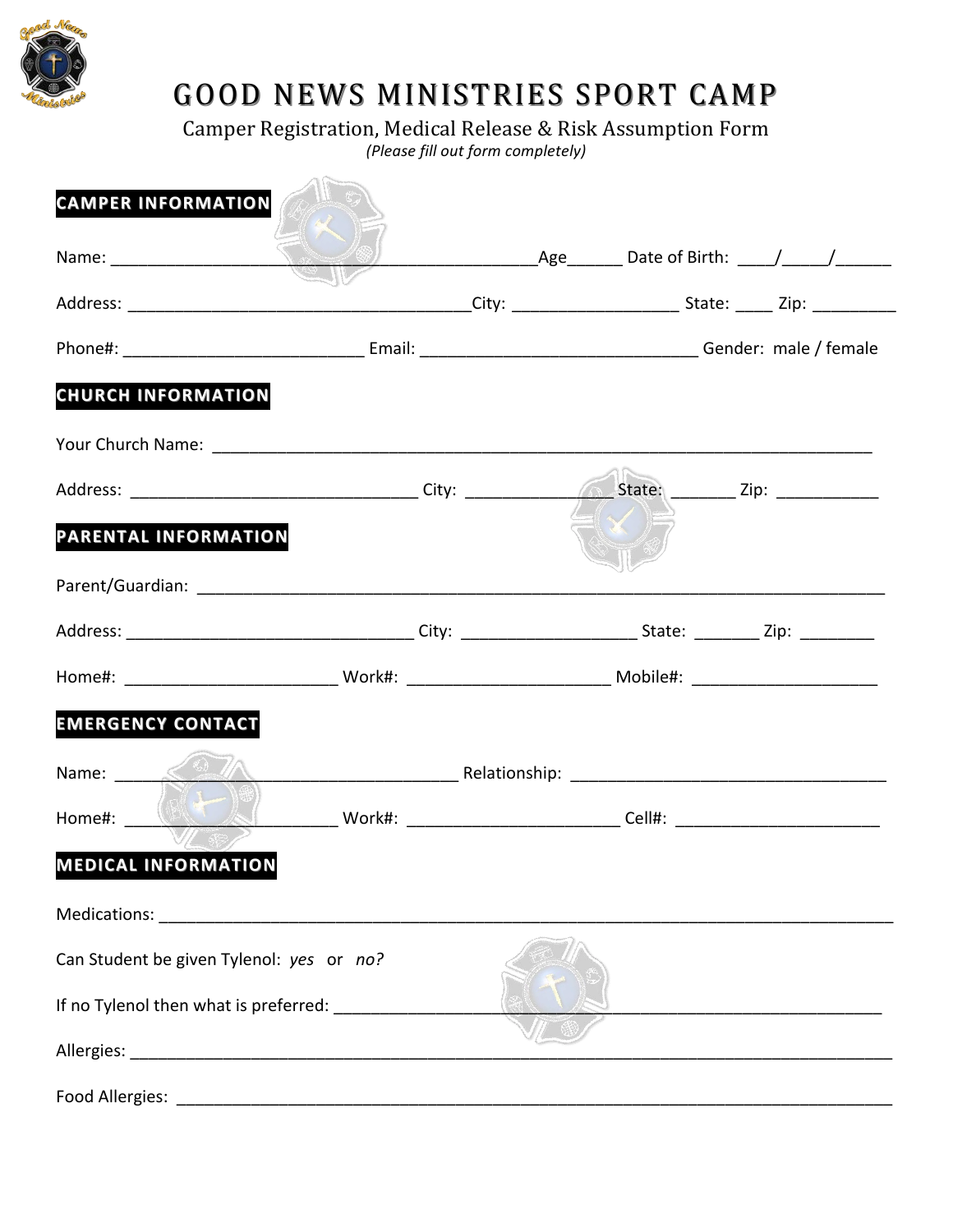# GOOD NEWS MINISTRIES SPORT CAMP

Camper Registration, Medical Release & Risk Assumption Form

*(Please fill out form completely)*

## CAMPER INFORMATION

Name: ____________________________________________________Age______ Date of Birth: ____/_____/______

Address: ______________________________________City: _________________ State: ____ Zip: _________

Phone#: __________________________ Email: ______________________________ Gender: male / female

## CHURCH INFORMATION

Your Church Name: ________________________________________________________________________

Address: _______________________________ City: ________________ State: _______ Zip: ___________

## PARENTAL INFORMATION

Parent/Guardian: ___________________________________________________________________________

Address: ________________________________ City: ___________________ State: _______ Zip: ________

Home#: _______________________ Work#: ______________________ Mobile#: ____________________

## EMERGENCY CONTACT

Name: ______________________________________ Relationship: ___________________________________

Home#: ________________________ Work#: _______________________ Cell#: ______________________

## MEDICAL INFORMATION

Medications: ________________________________________________________________________________

Can Student be given Tylenol: *yes* or *no?*

If no Tylenol then what is preferred: ____________________________________________________________

Allergies: ___________________________________________________________________________________

Food Allergies: ______________________________________________________________________________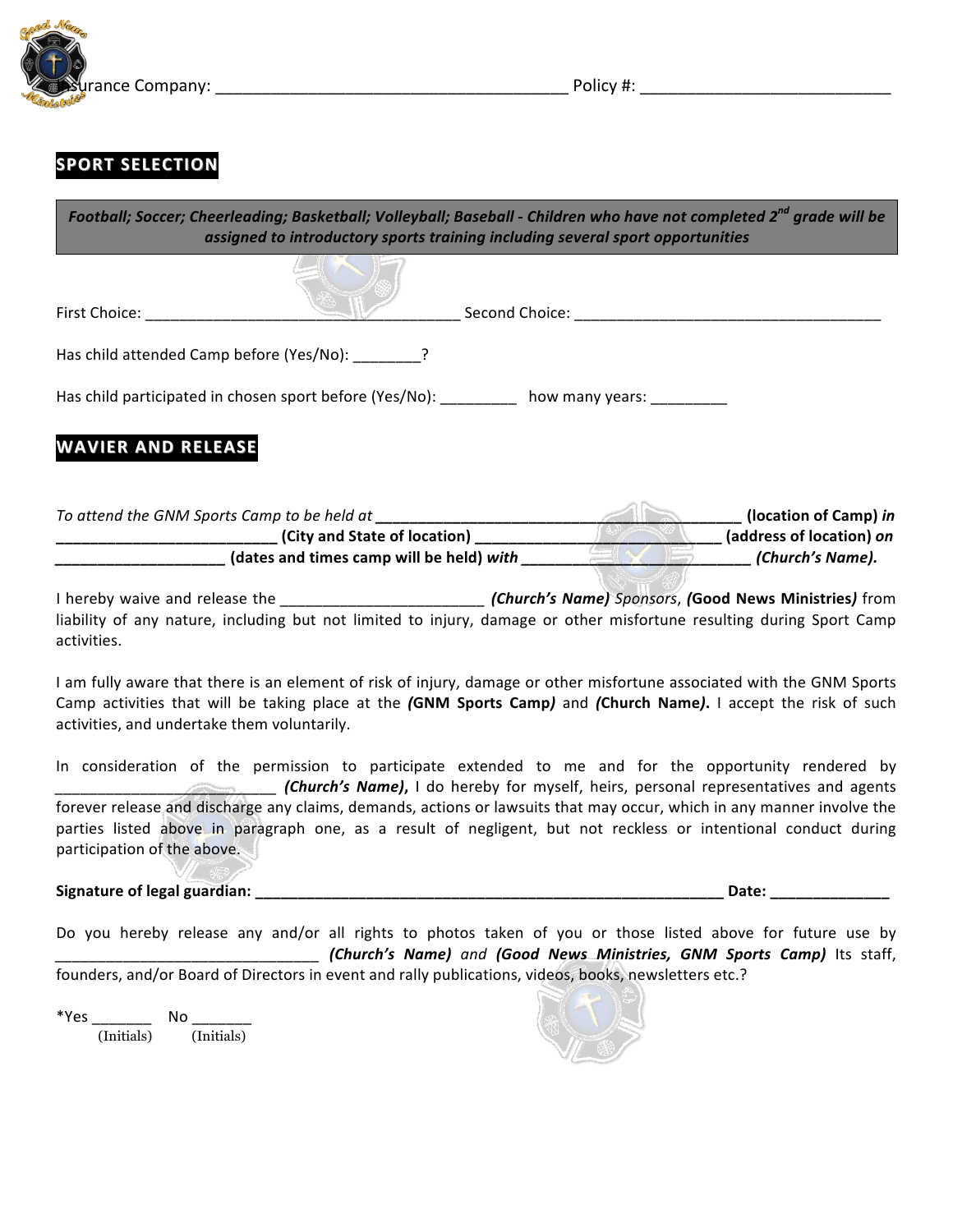Insurance Company: ______________________________________ Policy #: ___________________________

## SPORT SELECTION

***Football; Soccer; Cheerleading; Basketball; Volleyball; Baseball - Children who have not completed 2nd grade will be assigned to introductory sports training including several sport opportunities***

First Choice: _____________________________________ Second Choice: ____________________________________

Has child attended Camp before (Yes/No): ________?

Has child participated in chosen sport before (Yes/No): _________ how many years: _________

## WAVIER AND RELEASE

*To attend the GNM Sports Camp to be held at* **___________________________________________ (location of Camp)** ***in*** **__________________________ (City and State of location) ______________________________ (address of location)** ***on*** **____________________ (dates and times camp will be held)** ***with*** **___________________________** ***(Church's Name).***

I hereby waive and release the ________________________ ***(Church's Name)*** *Sponsors*, ***(*****Good News Ministries*****)*** from liability of any nature, including but not limited to injury, damage or other misfortune resulting during Sport Camp activities.

I am fully aware that there is an element of risk of injury, damage or other misfortune associated with the GNM Sports Camp activities that will be taking place at the ***(*****GNM Sports Camp*****)*** and ***(*****Church Name*****).*** I accept the risk of such activities, and undertake them voluntarily.

In consideration of the permission to participate extended to me and for the opportunity rendered by _________________________ ***(Church's Name)*****,** I do hereby for myself, heirs, personal representatives and agents forever release and discharge any claims, demands, actions or lawsuits that may occur, which in any manner involve the parties listed above in paragraph one, as a result of negligent, but not reckless or intentional conduct during participation of the above.

**Signature of legal guardian: __________________________________________________________ Date: ______________**

Do you hereby release any and/or all rights to photos taken of you or those listed above for future use by ______________________________ ***(Church's Name)*** *and* ***(Good News Ministries, GNM Sports Camp)*** Its staff, founders, and/or Board of Directors in event and rally publications, videos, books, newsletters etc.?

*Yes _______ No _______
(Initials) (Initials)